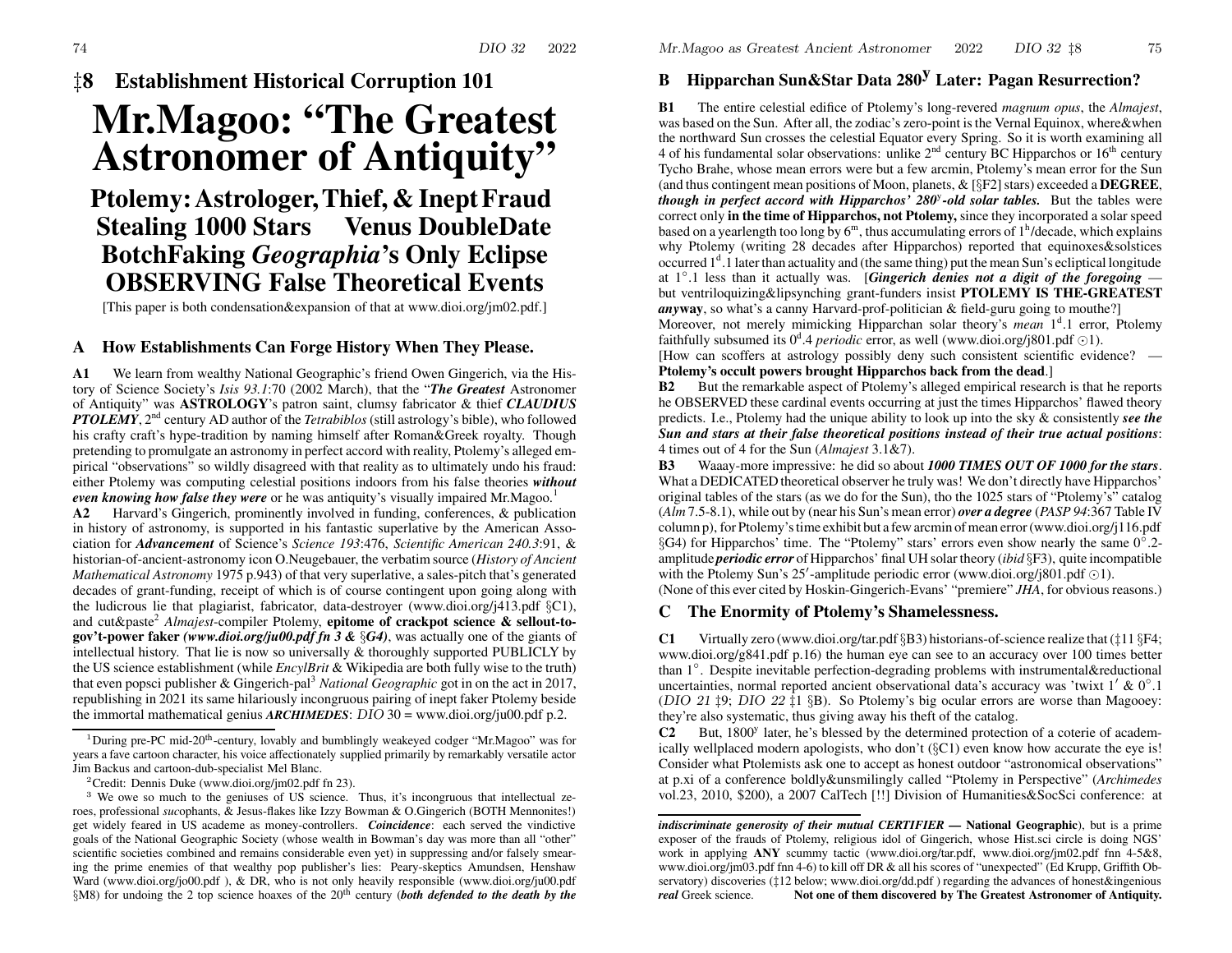# ‡8 Establishment Historical Corruption 101

# Mr.Magoo: "The Greatest Astronomer of Antiquity"

## Ptolemy: Astrologer, Thief, & Inept Fraud
## Stealing 1000 Stars Venus DoubleDate
## BotchFaking *Geographia*'s Only Eclipse
## OBSERVING False Theoretical Events

[This paper is both condensation&expansion of that at www.dioi.org/jm02.pdf.]

## A How Establishments Can Forge History When They Please.

**A1** We learn from wealthy National Geographic's friend Owen Gingerich, via the History of Science Society's *Isis 93.1*:70 (2002 March), that the "***The Greatest*** Astronomer of Antiquity" was **ASTROLOGY**'s patron saint, clumsy fabricator & thief ***CLAUDIUS PTOLEMY***, 2nd century AD author of the *Tetrabiblos* (still astrology's bible), who followed his crafty craft's hype-tradition by naming himself after Roman&Greek royalty. Though pretending to promulgate an astronomy in perfect accord with reality, Ptolemy's alleged empirical "observations" so wildly disagreed with that reality as to ultimately undo his fraud: either Ptolemy was computing celestial positions indoors from his false theories ***without even knowing how false they were*** or he was antiquity's visually impaired Mr.Magoo.[1]

**A2** Harvard's Gingerich, prominently involved in funding, conferences, & publication in history of astronomy, is supported in his fantastic superlative by the American Association for ***Advancement*** of Science's *Science 193*:476, *Scientific American 240.3*:91, & historian-of-ancient-astronomy icon O.Neugebauer, the verbatim source (*History of Ancient Mathematical Astronomy* 1975 p.943) of that very superlative, a sales-pitch that's generated decades of grant-funding, receipt of which is of course contingent upon going along with the ludicrous lie that plagiarist, fabricator, data-destroyer (www.dioi.org/j413.pdf §C1), and cut&paste[2] *Almajest*-compiler Ptolemy, **epitome of crackpot science & sellout-to-gov't-power faker *(www.dioi.org/ju00.pdf fn 3 &* §*G4)***, was actually one of the giants of intellectual history. That lie is now so universally & thoroughly supported PUBLICLY by the US science establishment (while *EnclyBrit* & Wikipedia are both fully wise to the truth) that even popsci publisher & Gingerich-pal[3] *National Geographic* got in on the act in 2017, republishing in 2021 its same hilariously incongruous pairing of inept faker Ptolemy beside the immortal mathematical genius ***ARCHIMEDES***: *DIO* 30 = www.dioi.org/ju00.pdf p.2.

## B Hipparchan Sun&Star Data 280[y] Later: Pagan Resurrection?

**B1** The entire celestial edifice of Ptolemy's long-revered *magnum opus*, the *Almajest*, was based on the Sun. After all, the zodiac's zero-point is the Vernal Equinox, where&when the northward Sun crosses the celestial Equator every Spring. So it is worth examining all 4 of his fundamental solar observations: unlike 2nd century BC Hipparchos or 16th century Tycho Brahe, whose mean errors were but a few arcmin, Ptolemy's mean error for the Sun (and thus contingent mean positions of Moon, planets, & [§F2] stars) exceeded a **DEGREE**, ***though in perfect accord with Hipparchos' 280y-old solar tables.*** But the tables were correct only **in the time of Hipparchos, not Ptolemy,** since they incorporated a solar speed based on a yearlength too long by 6m, thus accumulating errors of 1h/decade, which explains why Ptolemy (writing 28 decades after Hipparchos) reported that equinoxes&solstices occurred 1d.1 later than actuality and (the same thing) put the mean Sun's ecliptical longitude at 1°.1 less than it actually was. [***Gingerich denies not a digit of the foregoing*** — but ventriloquizing&lipsynching grant-funders insist **PTOLEMY IS THE-GREATEST *any*way**, so what's a canny Harvard-prof-politician & field-guru going to mouthe?]
Moreover, not merely mimicking Hipparchan solar theory's *mean* 1d.1 error, Ptolemy faithfully subsumed its 0d.4 *periodic* error, as well (www.dioi.org/j801.pdf ⊙1).
[How can scoffers at astrology possibly deny such consistent scientific evidence? — **Ptolemy's occult powers brought Hipparchos back from the dead**.]

**B2** But the remarkable aspect of Ptolemy's alleged empirical research is that he reports he OBSERVED these cardinal events occurring at just the times Hipparchos' flawed theory predicts. I.e., Ptolemy had the unique ability to look up into the sky & consistently ***see the Sun and stars at their false theoretical positions instead of their true actual positions***: 4 times out of 4 for the Sun (*Almajest* 3.1&7).

**B3** Waaay-more impressive: he did so about ***1000 TIMES OUT OF 1000 for the stars***. What a DEDICATED theoretical observer he truly was! We don't directly have Hipparchos' original tables of the stars (as we do for the Sun), tho the 1025 stars of "Ptolemy's" catalog (*Alm* 7.5-8.1), while out by (near his Sun's mean error) ***over a degree*** (*PASP 94*:367 Table IV column p), for Ptolemy's time exhibit but a few arcmin of mean error (www.dioi.org/j116.pdf §G4) for Hipparchos' time. The "Ptolemy" stars' errors even show nearly the same 0°.2-amplitude ***periodic error*** of Hipparchos' final UH solar theory (*ibid* §F3), quite incompatible with the Ptolemy Sun's 25′-amplitude periodic error (www.dioi.org/j801.pdf ⊙1).
(None of this ever cited by Hoskin-Gingerich-Evans' "premiere" *JHA*, for obvious reasons.)

## C The Enormity of Ptolemy's Shamelessness.

**C1** Virtually zero (www.dioi.org/tar.pdf §B3) historians-of-science realize that (‡11 §F4; www.dioi.org/g841.pdf p.16) the human eye can see to an accuracy over 100 times better than 1°. Despite inevitable perfection-degrading problems with instrumental&reductional uncertainties, normal reported ancient observational data's accuracy was 'twixt 1′ & 0°.1 (*DIO 21* ‡9; *DIO 22* ‡1 §B). So Ptolemy's big ocular errors are worse than Magooey: they're also systematic, thus giving away his theft of the catalog.

**C2** But, 1800y later, he's blessed by the determined protection of a coterie of academically wellplaced modern apologists, who don't (§C1) even know how accurate the eye is! Consider what Ptolemists ask one to accept as honest outdoor "astronomical observations" at p.xi of a conference boldly&unsmilingly called "Ptolemy in Perspective" (*Archimedes* vol.23, 2010, $200), a 2007 CalTech [!!] Division of Humanities&SocSci conference: at

---

[1] During pre-PC mid-20th-century, lovably and bumblingly weakeyed codger "Mr.Magoo" was for years a fave cartoon character, his voice affectionately supplied primarily by remarkably versatile actor Jim Backus and cartoon-dub-specialist Mel Blanc.

[2] Credit: Dennis Duke (www.dioi.org/jm02.pdf fn 23).

[3] We owe so much to the geniuses of US science. Thus, it's incongruous that intellectual zeroes, professional *suc*ophants, & Jesus-flakes like Izzy Bowman & O.Gingerich (BOTH Mennonites!) get widely feared in US academe as money-controllers. ***Coincidence***: each served the vindictive goals of the National Geographic Society (whose wealth in Bowman's day was more than all "other" scientific societies combined and remains considerable even yet) in suppressing and/or falsely smearing the prime enemies of that wealthy pop publisher's lies: Peary-skeptics Amundsen, Henshaw Ward (www.dioi.org/jo00.pdf ), & DR, who is not only heavily responsible (www.dioi.org/ju00.pdf §M8) for undoing the 2 top science hoaxes of the 20th century (***both defended to the death by the indiscriminate generosity of their mutual CERTIFIER* — National Geographic**), but is a prime exposer of the frauds of Ptolemy, religious idol of Gingerich, whose Hist.sci circle is doing NGS' work in applying **ANY** scummy tactic (www.dioi.org/tar.pdf, www.dioi.org/jm02.pdf fnn 4-5&8, www.dioi.org/jm03.pdf fnn 4-6) to kill off DR & all his scores of "unexpected" (Ed Krupp, Griffith Observatory) discoveries (‡12 below; www.dioi.org/dd.pdf ) regarding the advances of honest&ingenious ***real*** Greek science. **Not one of them discovered by The Greatest Astronomer of Antiquity.**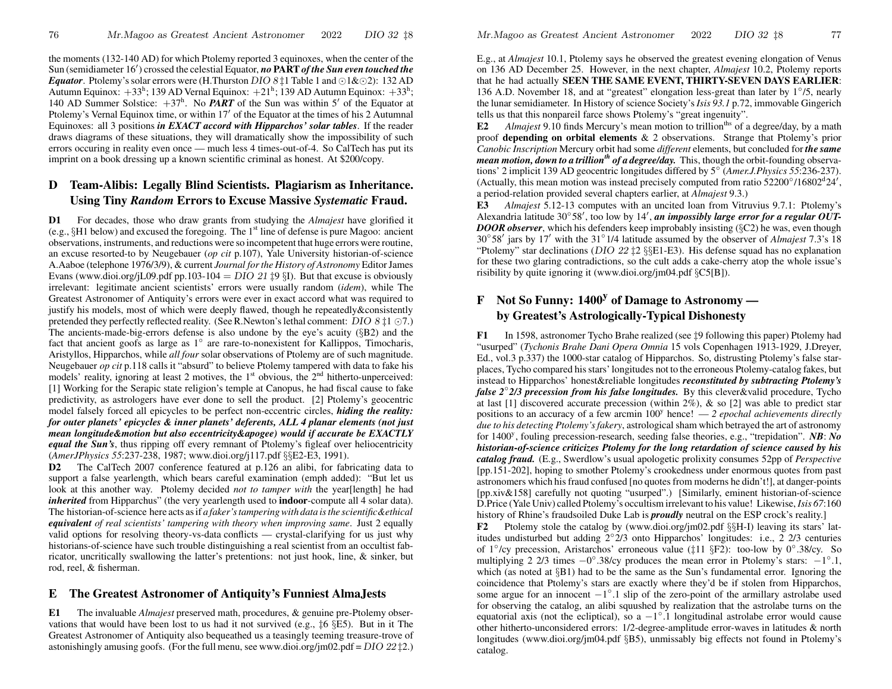the moments (132-140 AD) for which Ptolemy reported 3 equinoxes, when the center of the Sun (semidiameter 16′) crossed the celestial Equator, ***no* PART *of the Sun even touched the Equator***. Ptolemy's solar errors were (H.Thurston *DIO 8* ‡1 Table 1 and ☉1&☉2): 132 AD Autumn Equinox: $+33^{h}$; 139 AD Vernal Equinox: $+21^{h}$; 139 AD Autumn Equinox: $+33^{h}$; 140 AD Summer Solstice: $+37^{h}$. No ***PART*** of the Sun was within 5′ of the Equator at Ptolemy's Vernal Equinox time, or within 17′ of the Equator at the times of his 2 Autumnal Equinoxes: all 3 positions ***in EXACT accord with Hipparchos' solar tables***. If the reader draws diagrams of these situations, they will dramatically show the impossibility of such errors occuring in reality even once — much less 4 times-out-of-4. So CalTech has put its imprint on a book dressing up a known scientific criminal as honest. At $200/copy.

## D Team-Alibis: Legally Blind Scientists. Plagiarism as Inheritance. Using Tiny *Random* Errors to Excuse Massive *Systematic* Fraud.

**D1** For decades, those who draw grants from studying the *Almajest* have glorified it (e.g., §H1 below) and excused the foregoing. The 1st line of defense is pure Magoo: ancient observations, instruments, and reductions were so incompetent that huge errors were routine, an excuse resorted-to by Neugebauer (*op cit* p.107), Yale University historian-of-science A.Aaboe (telephone 1976/3/9), & current *Journal for the History of Astronomy* Editor James Evans (www.dioi.org/jL09.pdf pp.103-104 = *DIO 21* ‡9 §I). But that excuse is obviously irrelevant: legitimate ancient scientists' errors were usually random (*idem*), while The Greatest Astronomer of Antiquity's errors were ever in exact accord what was required to justify his models, most of which were deeply flawed, though he repeatedly&consistently pretended they perfectly reflected reality. (See R.Newton's lethal comment: *DIO 8* ‡1 ☉7.) The ancients-made-big-errors defense is also undone by the eye's acuity (§B2) and the fact that ancient goofs as large as 1° are rare-to-nonexistent for Kallippos, Timocharis, Aristyllos, Hipparchos, while *all four* solar observations of Ptolemy are of such magnitude. Neugebauer *op cit* p.118 calls it "absurd" to believe Ptolemy tampered with data to fake his models' reality, ignoring at least 2 motives, the 1st obvious, the 2nd hitherto-unperceived: [1] Working for the Serapic state religion's temple at Canopus, he had fiscal cause to fake predictivity, as astrologers have ever done to sell the product. [2] Ptolemy's geocentric model falsely forced all epicycles to be perfect non-eccentric circles, ***hiding the reality: for outer planets' epicycles & inner planets' deferents, ALL 4 planar elements (not just mean longitude&motion but also eccentricity&apogee) would if accurate be EXACTLY equal the Sun's***, thus ripping off every remnant of Ptolemy's figleaf over heliocentricity (*AmerJPhysics 55*:237-238, 1987; www.dioi.org/j117.pdf §§E2-E3, 1991).

**D2** The CalTech 2007 conference featured at p.126 an alibi, for fabricating data to support a false yearlength, which bears careful examination (emph added): "But let us look at this another way. Ptolemy decided *not to tamper with* the year[length] he had ***inherited*** from Hipparchus" (the very yearlength used to **indoor**-compute all 4 solar data). The historian-of-science here acts as if *a faker's tampering with data is the scientific&ethical* ***equivalent*** *of real scientists' tampering with theory when improving same*. Just 2 equally valid options for resolving theory-vs-data conflicts — crystal-clarifying for us just why historians-of-science have such trouble distinguishing a real scientist from an occultist fabricator, uncritically swallowing the latter's pretentions: not just hook, line, & sinker, but rod, reel, & fisherman.

## E The Greatest Astronomer of Antiquity's Funniest AlmaJests

**E1** The invaluable *Almajest* preserved math, procedures, & genuine pre-Ptolemy observations that would have been lost to us had it not survived (e.g., ‡6 §E5). But in it The Greatest Astronomer of Antiquity also bequeathed us a teasingly teeming treasure-trove of astonishingly amusing goofs. (For the full menu, see www.dioi.org/jm02.pdf = *DIO 22* ‡2.) E.g., at *Almajest* 10.1, Ptolemy says he observed the greatest evening elongation of Venus on 136 AD December 25. However, in the next chapter, *Almajest* 10.2, Ptolemy reports that he had actually **SEEN THE SAME EVENT, THIRTY-SEVEN DAYS EARLIER**: 136 A.D. November 18, and at "greatest" elongation less-great than later by 1°/5, nearly the lunar semidiameter. In History of science Society's *Isis 93.1* p.72, immovable Gingerich tells us that this nonpareil farce shows Ptolemy's "great ingenuity".

**E2** *Almajest* 9.10 finds Mercury's mean motion to trillionths of a degree/day, by a math proof **depending on orbital elements** & 2 observations. Strange that Ptolemy's prior *Canobic Inscription* Mercury orbit had some *different* elements, but concluded for ***the same mean motion, down to a trillionth of a degree/day.*** This, though the orbit-founding observations' 2 implicit 139 AD geocentric longitudes differed by 5° (*Amer.J.Physics 55*:236-237). (Actually, this mean motion was instead precisely computed from ratio $52200°/16802^{d}24'$, a period-relation provided several chapters earlier, at *Almajest* 9.3.)

**E3** *Almajest* 5.12-13 computes with an uncited loan from Vitruvius 9.7.1: Ptolemy's Alexandria latitude 30°58′, too low by 14′, ***an impossibly large error for a regular OUTDOOR observer***, which his defenders keep improbably insisting (§C2) he was, even though 30°58′ jars by 17′ with the 31°1/4 latitude assumed by the observer of *Almajest* 7.3's 18 "Ptolemy" star declinations (*DIO 22* ‡2 §§E1-E3). His defense squad has no explanation for these two glaring contradictions, so the cult adds a cake-cherry atop the whole issue's risibility by quite ignoring it (www.dioi.org/jm04.pdf §C5[B]).

## F Not So Funny: 1400y of Damage to Astronomy — by Greatest's Astrologically-Typical Dishonesty

**F1** In 1598, astronomer Tycho Brahe realized (see ‡9 following this paper) Ptolemy had "usurped" (*Tychonis Brahe Dani Opera Omnia* 15 vols Copenhagen 1913-1929, J.Dreyer, Ed., vol.3 p.337) the 1000-star catalog of Hipparchos. So, distrusting Ptolemy's false starplaces, Tycho compared his stars' longitudes not to the erroneous Ptolemy-catalog fakes, but instead to Hipparchos' honest&reliable longitudes ***reconstituted by subtracting Ptolemy's false 2°2/3 precession from his false longitudes.*** By this clever&valid procedure, Tycho at last [1] discovered accurate precession (within 2%), & so [2] was able to predict star positions to an accuracy of a few arcmin 100y hence! — *2 epochal achievements directly due to his detecting Ptolemy's fakery*, astrological sham which betrayed the art of astronomy for 1400y, fouling precession-research, seeding false theories, e.g., "trepidation". ***NB***: ***No historian-of-science criticizes Ptolemy for the long retardation of science caused by his catalog fraud.*** (E.g., Swerdlow's usual apologetic prolixity consumes 52pp of *Perspective* [pp.151-202], hoping to smother Ptolemy's crookedness under enormous quotes from past astronomers which his fraud confused [no quotes from moderns he didn't!], at danger-points [pp.xiv&158] carefully not quoting "usurped".) [Similarly, eminent historian-of-science D.Price (Yale Univ) called Ptolemy's occultism irrelevant to his value! Likewise, *Isis 67*:160 history of Rhine's fraudsoiled Duke Lab is ***proudly*** neutral on the ESP crock's reality.]

**F2** Ptolemy stole the catalog by (www.dioi.org/jm02.pdf §§H-I) leaving its stars' latitudes undisturbed but adding 2°2/3 onto Hipparchos' longitudes: i.e., 2 2/3 centuries of 1°/cy precession, Aristarchos' erroneous value (‡11 §F2): too-low by 0°.38/cy. So multiplying 2 2/3 times −0°.38/cy produces the mean error in Ptolemy's stars: −1°.1, which (as noted at §B1) had to be the same as the Sun's fundamental error. Ignoring the coincidence that Ptolemy's stars are exactly where they'd be if stolen from Hipparchos, some argue for an innocent −1°.1 slip of the zero-point of the armillary astrolabe used for observing the catalog, an alibi squushed by realization that the astrolabe turns on the equatorial axis (not the ecliptical), so a −1°.1 longitudinal astrolabe error would cause other hitherto-unconsidered errors: 1/2-degree-amplitude error-waves in latitudes & north longitudes (www.dioi.org/jm04.pdf §B5), unmissably big effects not found in Ptolemy's catalog.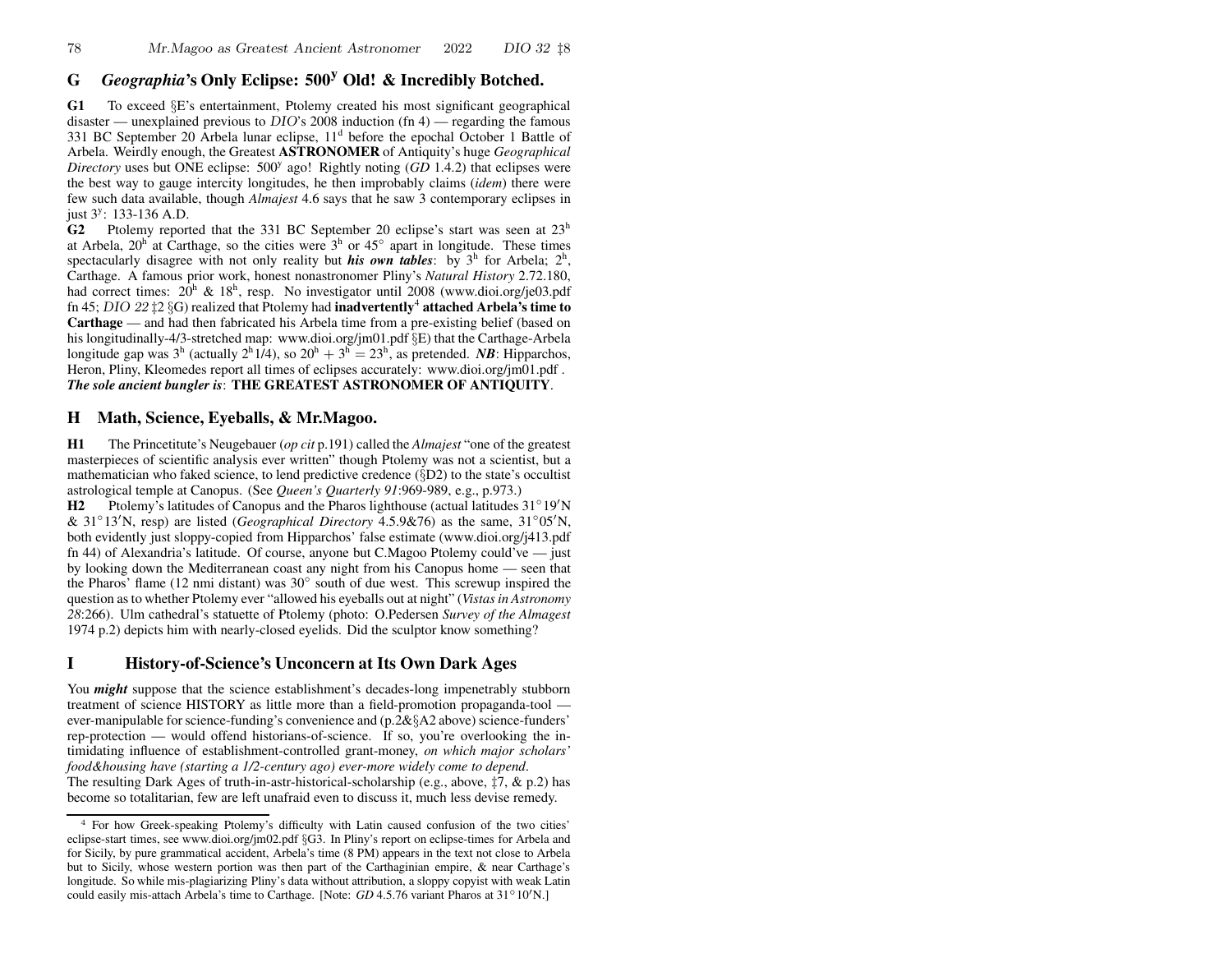## G *Geographia*'s Only Eclipse: $500^y$ Old! & Incredibly Botched.

**G1** To exceed §E's entertainment, Ptolemy created his most significant geographical disaster — unexplained previous to *DIO*'s 2008 induction (fn 4) — regarding the famous 331 BC September 20 Arbela lunar eclipse, $11^d$ before the epochal October 1 Battle of Arbela. Weirdly enough, the Greatest **ASTRONOMER** of Antiquity's huge *Geographical Directory* uses but ONE eclipse: $500^y$ ago! Rightly noting (*GD* 1.4.2) that eclipses were the best way to gauge intercity longitudes, he then improbably claims (*idem*) there were few such data available, though *Almajest* 4.6 says that he saw 3 contemporary eclipses in just $3^y$: 133-136 A.D.

**G2** Ptolemy reported that the 331 BC September 20 eclipse's start was seen at $23^h$ at Arbela, $20^h$ at Carthage, so the cities were $3^h$ or 45° apart in longitude. These times spectacularly disagree with not only reality but ***his own tables***: by $3^h$ for Arbela; $2^h$, Carthage. A famous prior work, honest nonastronomer Pliny's *Natural History* 2.72.180, had correct times: $20^h$ & $18^h$, resp. No investigator until 2008 (www.dioi.org/je03.pdf fn 45; *DIO 22* ‡2 §G) realized that Ptolemy had **inadvertently**[4] **attached Arbela's time to Carthage** — and had then fabricated his Arbela time from a pre-existing belief (based on his longitudinally-4/3-stretched map: www.dioi.org/jm01.pdf §E) that the Carthage-Arbela longitude gap was $3^h$ (actually $2^h1/4$), so $20^h + 3^h = 23^h$, as pretended. ***NB***: Hipparchos, Heron, Pliny, Kleomedes report all times of eclipses accurately: www.dioi.org/jm01.pdf . ***The sole ancient bungler is***: **THE GREATEST ASTRONOMER OF ANTIQUITY**.

## H Math, Science, Eyeballs, & Mr.Magoo.

**H1** The Princetitute's Neugebauer (*op cit* p.191) called the *Almajest* "one of the greatest masterpieces of scientific analysis ever written" though Ptolemy was not a scientist, but a mathematician who faked science, to lend predictive credence (§D2) to the state's occultist astrological temple at Canopus. (See *Queen's Quarterly 91*:969-989, e.g., p.973.)

**H2** Ptolemy's latitudes of Canopus and the Pharos lighthouse (actual latitudes 31°19′N & 31°13′N, resp) are listed (*Geographical Directory* 4.5.9&76) as the same, 31°05′N, both evidently just sloppy-copied from Hipparchos' false estimate (www.dioi.org/j413.pdf fn 44) of Alexandria's latitude. Of course, anyone but C.Magoo Ptolemy could've — just by looking down the Mediterranean coast any night from his Canopus home — seen that the Pharos' flame (12 nmi distant) was 30° south of due west. This screwup inspired the question as to whether Ptolemy ever "allowed his eyeballs out at night" (*Vistas in Astronomy 28*:266). Ulm cathedral's statuette of Ptolemy (photo: O.Pedersen *Survey of the Almagest* 1974 p.2) depicts him with nearly-closed eyelids. Did the sculptor know something?

## I History-of-Science's Unconcern at Its Own Dark Ages

You ***might*** suppose that the science establishment's decades-long impenetrably stubborn treatment of science HISTORY as little more than a field-promotion propaganda-tool — ever-manipulable for science-funding's convenience and (p.2&§A2 above) science-funders' rep-protection — would offend historians-of-science. If so, you're overlooking the intimidating influence of establishment-controlled grant-money, *on which major scholars' food&housing have (starting a 1/2-century ago) ever-more widely come to depend*.
The resulting Dark Ages of truth-in-astr-historical-scholarship (e.g., above, ‡7, & p.2) has become so totalitarian, few are left unafraid even to discuss it, much less devise remedy.

---

[4] For how Greek-speaking Ptolemy's difficulty with Latin caused confusion of the two cities' eclipse-start times, see www.dioi.org/jm02.pdf §G3. In Pliny's report on eclipse-times for Arbela and for Sicily, by pure grammatical accident, Arbela's time (8 PM) appears in the text not close to Arbela but to Sicily, whose western portion was then part of the Carthaginian empire, & near Carthage's longitude. So while mis-plagiarizing Pliny's data without attribution, a sloppy copyist with weak Latin could easily mis-attach Arbela's time to Carthage. [Note: *GD* 4.5.76 variant Pharos at 31°10′N.]